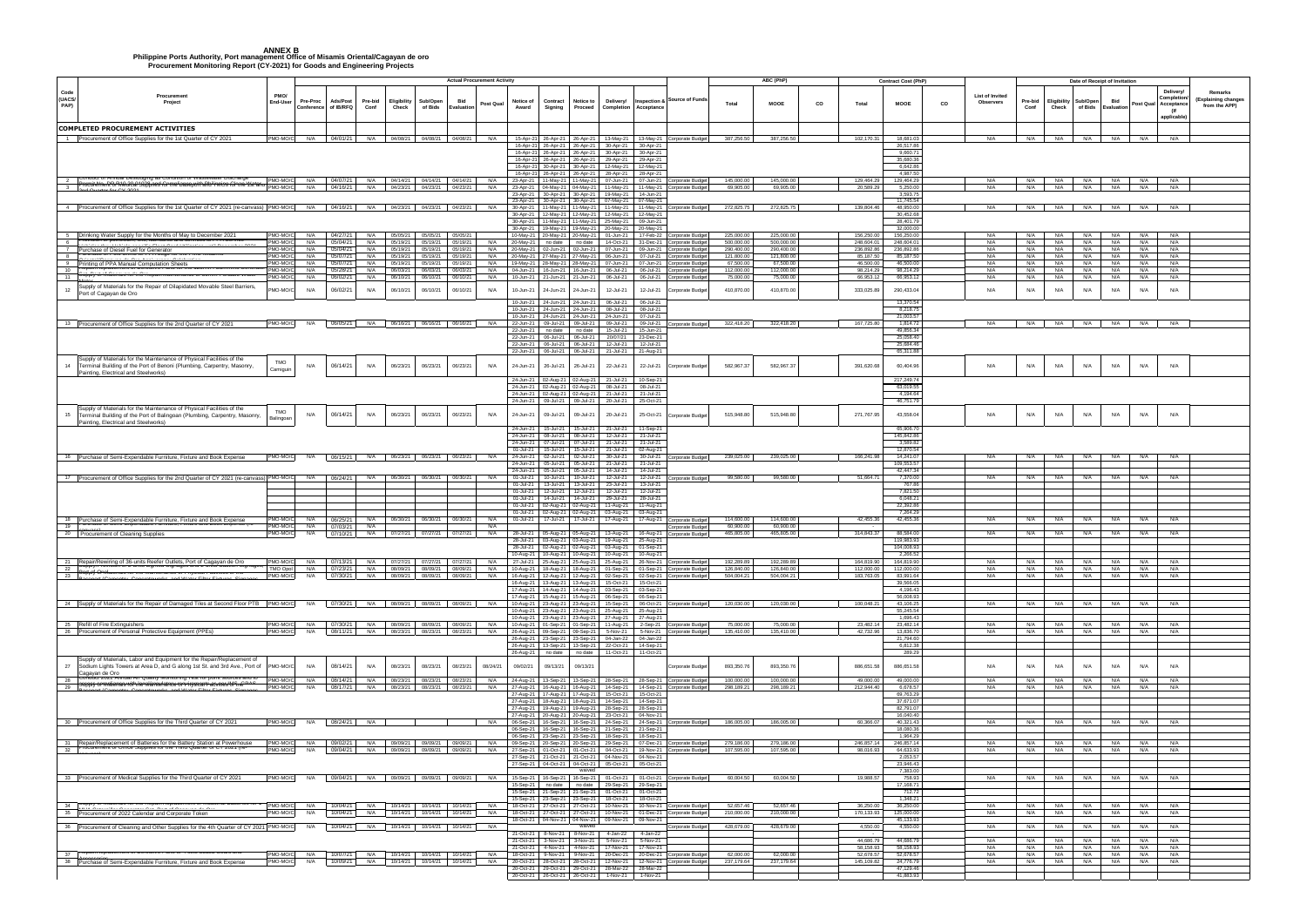# ANNEX B
## Philippine Ports Authority, Port management Office of Misamis Oriental/Cagayan de oro
### Procurement Monitoring Report (CY-2021) for Goods and Engineering Projects

| Code (UACS/PAP) | Procurement Project | PMO/End-User | Actual Procurement Activity: Pre-Proc Conference | Ads/Post of IB/REI | Pre-bid Conf | Eligibility Check | Sub/Open of Bids | Bid Evaluation | Post Qual | Notice of Award | Contract Signing | Notice to Proceed | Delivery/Completion | Inspection & Acceptance | Source of Funds | ABC (PhP): Total | MOOE | CO | Contract Cost (PhP): Total | MOOE | CO | List of Invited Observers | Date of Receipt of Invitation: Pre-bid Conf | Eligibility Check | Sub/Open of Bids | Bid Evaluation | Post Qual | Delivery/Completion/Acceptance (If applicable) | Remarks (Explaining changes from the APP) |
|---|---|---|---|---|---|---|---|---|---|---|---|---|---|---|---|---|---|---|---|---|---|---|---|---|---|---|---|---|---|
| **COMPLETED PROCUREMENT ACTIVITIES** | | | | | | | | | | | | | | | | | | | | | | | | | | | | | |
| 1 | Procurement of Office Supplies for the 1st Quarter of CY 2021 | PMO-MO/C | N/A | 04/01/21 | N/A | 04/08/21 | 04/08/21 | 04/08/21 | N/A | 15-Apr-21 | 26-Apr-21 | 26-Apr-21 | 13-May-21 | 13-May-21 | Corporate Budget | 387,256.50 | 387,256.50 | | 102,170.31 | 18,681.03 | | N/A | N/A | N/A | N/A | N/A | N/A | N/A | |
| | | | | | | | | | | 16-Apr-21 | 26-Apr-21 | 26-Apr-21 | 30-Apr-21 | 30-Apr-21 | | | | | | 20,517.86 | | | | | | | | | |
| | | | | | | | | | | 16-Apr-21 | 26-Apr-21 | 26-Apr-21 | 30-Apr-21 | 30-Apr-21 | | | | | | 9,660.71 | | | | | | | | | |
| | | | | | | | | | | 16-Apr-21 | 26-Apr-21 | 26-Apr-21 | 29-Apr-21 | 29-Apr-21 | | | | | | 35,680.36 | | | | | | | | | |
| | | | | | | | | | | 16-Apr-21 | 30-Apr-21 | 30-Apr-21 | 12-May-21 | 12-May-21 | | | | | | 6,642.86 | | | | | | | | | |
| | | | | | | | | | | 16-Apr-21 | 26-Apr-21 | 26-Apr-21 | 28-Apr-21 | 28-Apr-21 | | | | | | 4,987.50 | | | | | | | | | |
| 2 | Conduct of Annual Desludging as Condition of Wastewater Discharge Permit | PMO-MO/C | N/A | 04/07/21 | N/A | 04/14/21 | 04/14/21 | 04/14/21 | N/A | 23-Apr-21 | 11-May-21 | 11-May-21 | 07-Jun-21 | 07-Jun-21 | Corporate Budget | 145,000.00 | 145,000.00 | | 129,464.29 | 129,464.29 | | N/A | N/A | N/A | N/A | N/A | N/A | N/A | |
| 3 | Procurement of Medical Supplies for the Employees and Medical Kits for the 1st and 2nd Quarter for CY 2021 | PMO-MO/C | N/A | 04/16/21 | N/A | 04/23/21 | 04/23/21 | 04/23/21 | N/A | 23-Apr-21 | 04-May-21 | 04-May-21 | 11-May-21 | 11-May-21 | Corporate Budget | 69,905.00 | 69,905.00 | | 20,589.29 | 5,250.00 | | N/A | N/A | N/A | N/A | N/A | N/A | N/A | |
| | | | | | | | | | | 23-Apr-21 | 30-Apr-21 | 30-Apr-21 | 19-May-21 | 14-Jun-21 | | | | | | 3,593.75 | | | | | | | | | |
| | | | | | | | | | | 23-Apr-21 | 30-Apr-21 | 30-Apr-21 | 07-May-21 | 07-May-21 | | | | | | 11,745.54 | | | | | | | | | |
| 4 | Procurement of Office Supplies for the 1st Quarter of CY 2021 (re-canvass) | PMO-MO/C | N/A | 04/16/21 | N/A | 04/23/21 | 04/23/21 | 04/23/21 | N/A | 30-Apr-21 | 11-May-21 | 11-May-21 | 11-May-21 | 11-May-21 | Corporate Budget | 272,825.75 | 272,825.75 | | 139,804.46 | 48,950.00 | | N/A | N/A | N/A | N/A | N/A | N/A | N/A | |
| | | | | | | | | | | 30-Apr-21 | 12-May-21 | 12-May-21 | 12-May-21 | 12-May-21 | | | | | | 30,452.68 | | | | | | | | | |
| | | | | | | | | | | 30-Apr-21 | 11-May-21 | 11-May-21 | 25-May-21 | 09-Jun-21 | | | | | | 28,401.79 | | | | | | | | | |
| | | | | | | | | | | 30-Apr-21 | 19-May-21 | 19-May-21 | 20-May-21 | 20-May-21 | | | | | | 32,000.00 | | | | | | | | | |
| 5 | Drinking Water Supply for the Months of May to December 2021 | PMO-MO/C | N/A | 04/27/21 | N/A | 05/05/21 | 05/05/21 | 05/05/21 | N/A | 10-May-21 | 20-May-21 | 20-May-21 | 01-Jun-21 | 17-Feb-22 | Corporate Budget | 225,000.00 | 225,000.00 | | 156,250.00 | 156,250.00 | | N/A | N/A | N/A | N/A | N/A | N/A | N/A | |
| 6 | | PMO-MO/C | N/A | 05/04/21 | N/A | 05/19/21 | 05/19/21 | 05/19/21 | N/A | 20-May-21 | no date | no date | 14-Oct-21 | 31-Dec-21 | Corporate Budget | 500,000.00 | 500,000.00 | | 248,604.01 | 248,604.01 | | N/A | N/A | N/A | N/A | N/A | N/A | N/A | |
| 7 | Purchase of Diesel Fuel for Generator | PMO-MO/C | N/A | 05/04/21 | N/A | 05/19/21 | 05/19/21 | 05/19/21 | N/A | 20-May-21 | 02-Jun-21 | 02-Jun-21 | 07-Jun-21 | 09-Jun-21 | Corporate Budget | 290,400.00 | 290,400.00 | | 236,892.86 | 236,892.86 | | N/A | N/A | N/A | N/A | N/A | N/A | N/A | |
| 8 | | PMO-MO/C | N/A | 05/07/21 | N/A | 05/19/21 | 05/19/21 | 05/19/21 | N/A | 20-May-21 | 27-May-21 | 27-May-21 | 06-Jun-21 | 07-Jul-21 | Corporate Budget | 121,800.00 | 121,800.00 | | 85,187.50 | 85,187.50 | | N/A | N/A | N/A | N/A | N/A | N/A | N/A | |
| 9 | Printing of PPA Manual Computation Sheets | PMO-MO/C | N/A | 05/07/21 | N/A | 05/19/21 | 05/19/21 | 05/19/21 | N/A | 19-May-21 | 28-May-21 | 28-May-21 | 07-Jun-21 | 07-Jun-21 | Corporate Budget | 67,500.00 | 67,500.00 | | 46,500.00 | 46,500.00 | | N/A | N/A | N/A | N/A | N/A | N/A | N/A | |
| 10 | | PMO-MO/C | N/A | 05/28/21 | N/A | 06/03/21 | 06/03/21 | 06/03/21 | N/A | 04-Jun-21 | 16-Jun-21 | 16-Jun-21 | 06-Jul-21 | 06-Jul-21 | Corporate Budget | 112,000.00 | 112,000.00 | | 98,214.29 | 98,214.29 | | N/A | N/A | N/A | N/A | N/A | N/A | N/A | |
| 11 | | PMO-MO/C | N/A | 06/02/21 | N/A | 06/10/21 | 06/10/21 | 06/10/21 | N/A | 10-Jun-21 | 21-Jun-21 | 21-Jun-21 | 06-Jul-21 | 01-Jul-21 | Corporate Budget | 75,000.00 | 75,000.00 | | 66,953.12 | 66,953.12 | | N/A | N/A | N/A | N/A | N/A | N/A | N/A | |
| 12 | Supply of Materials for the Repair of Dilapidated Movable Steel Barriers, Port of Cagayan de Oro | PMO-MO/C | N/A | 06/02/21 | N/A | 06/10/21 | 06/10/21 | 06/10/21 | N/A | 10-Jun-21 | 24-Jun-21 | 24-Jun-21 | 12-Jul-21 | 12-Jul-21 | Corporate Budget | 410,870.00 | 410,870.00 | | 333,025.89 | 290,433.04 | | N/A | N/A | N/A | N/A | N/A | N/A | N/A | |
| | | | | | | | | | | 10-Jun-21 | 24-Jun-21 | 24-Jun-21 | 06-Jul-21 | 06-Jul-21 | | | | | | 13,370.54 | | | | | | | | | |
| | | | | | | | | | | 10-Jun-21 | 24-Jun-21 | 24-Jun-21 | 08-Jul-21 | 08-Jul-21 | | | | | | 8,218.75 | | | | | | | | | |
| | | | | | | | | | | 10-Jun-21 | 24-Jun-21 | 24-Jun-21 | 24-Jun-21 | 07-Jul-21 | | | | | | 21,003.57 | | | | | | | | | |
| 13 | Procurement of Office Supplies for the 2nd Quarter of CY 2021 | PMO-MO/C | N/A | 06/09/21 | N/A | 06/16/21 | 06/16/21 | 06/16/21 | N/A | 22-Jun-21 | 09-Jul-21 | 09-Jul-21 | 09-Jul-21 | 09-Jul-21 | Corporate Budget | 322,418.20 | 322,418.20 | | 167,725.80 | 1,814.73 | | N/A | N/A | N/A | N/A | N/A | N/A | N/A | |
| | | | | | | | | | | 22-Jun-21 | no date | no date | 15-Jul-21 | 15-Jun-21 | | | | | | 49,856.34 | | | | | | | | | |
| | | | | | | | | | | 22-Jun-21 | 09-Jul-21 | 06-Jul-21 | 20/07/21 | 23-Dec-21 | | | | | | 27,058.40 | | | | | | | | | |
| | | | | | | | | | | 22-Jun-21 | 06-Jul-21 | 06-Jul-21 | 12-Jul-21 | 12-Jul-21 | | | | | | 25,684.46 | | | | | | | | | |
| | | | | | | | | | | 22-Jun-21 | 06-Jul-21 | 06-Jul-21 | 21-Jul-21 | 21-Aug-21 | | | | | | 63,311.88 | | | | | | | | | |
| 14 | Supply of Materials for the Maintenance of Physical Facilities of the Terminal Building of the Port of Benoni (Plumbing, Carpentry, Masonry, Painting, Electrical and Steelworks) | TMO Camiguin | N/A | 06/14/21 | N/A | 06/23/21 | 06/23/21 | 06/23/21 | N/A | 24-Jun-21 | 26-Jul-21 | 26-Jul-21 | 22-Jul-21 | 22-Jul-21 | Corporate Budget | 582,967.37 | 582,967.37 | | 391,620.68 | 60,404.96 | | N/A | N/A | N/A | N/A | N/A | N/A | N/A | |
| | | | | | | | | | | 24-Jun-21 | 02-Aug-21 | 02-Aug-21 | 21-Jul-21 | 10-Sep-21 | | | | | | 217,349.74 | | | | | | | | | |
| | | | | | | | | | | 24-Jun-21 | 02-Aug-21 | 02-Aug-21 | 08-Jul-21 | 08-Jul-21 | | | | | | 63,019.55 | | | | | | | | | |
| | | | | | | | | | | 24-Jun-21 | 02-Aug-21 | 02-Aug-21 | 21-Jul-21 | 21-Jul-21 | | | | | | 4,094.64 | | | | | | | | | |
| | | | | | | | | | | 24-Jun-21 | 09-Jul-21 | 09-Jul-21 | 20-Jul-21 | 25-Oct-21 | | | | | | 46,751.79 | | | | | | | | | |
| 15 | Supply of Materials for the Maintenance of Physical Facilities of the Terminal Building of the Port of Balingoan (Plumbing, Carpentry, Masonry, Painting, Electrical and Steelworks) | TMO Balingoan | N/A | 06/14/21 | N/A | 06/23/21 | 06/23/21 | 06/23/21 | N/A | 24-Jun-21 | 09-Jul-21 | 09-Jul-21 | 20-Jul-21 | 25-Oct-21 | Corporate Budget | 515,948.80 | 515,948.80 | | 271,767.95 | 43,558.04 | | N/A | N/A | N/A | N/A | N/A | N/A | N/A | |
| | | | | | | | | | | 24-Jun-21 | 15-Jul-21 | 15-Jul-21 | 21-Jul-21 | 11-Sep-21 | | | | | | 65,906.70 | | | | | | | | | |
| | | | | | | | | | | 24-Jun-21 | 08-Jul-21 | 08-Jul-21 | 12-Jul-21 | 21-Jul-21 | | | | | | 145,842.86 | | | | | | | | | |
| | | | | | | | | | | 24-Jun-21 | 07-Jul-21 | 07-Jul-21 | 21-Jul-21 | 21-Jul-21 | | | | | | 3,589.82 | | | | | | | | | |
| | | | | | | | | | | 01-Jul-21 | 15-Jul-21 | 15-Jul-21 | 21-Jul-21 | 02-Aug-21 | | | | | | 12,870.54 | | | | | | | | | |
| 16 | Purchase of Semi-Expendable Furniture, Fixture and Book Expense | PMO-MO/C | N/A | 06/15/21 | N/A | 06/23/21 | 06/23/21 | 06/23/21 | N/A | 24-Jun-21 | 02-Jul-21 | 02-Jul-21 | 30-Jul-21 | 30-Jul-21 | Corporate Budget | 239,025.00 | 239,025.00 | | 166,241.98 | 14,241.07 | | N/A | N/A | N/A | N/A | N/A | N/A | N/A | |
| | | | | | | | | | | 24-Jun-21 | 05-Jul-21 | 05-Jul-21 | 21-Jul-21 | 21-Jul-21 | | | | | | 109,553.57 | | | | | | | | | |
| | | | | | | | | | | 24-Jun-21 | 05-Jul-21 | 05-Jul-21 | 14-Jul-21 | 14-Jul-21 | | | | | | 42,447.34 | | | | | | | | | |
| 17 | Procurement of Office Supplies for the 2nd Quarter of CY 2021 (re-canvass) | PMO-MO/C | N/A | 06/24/21 | N/A | 06/30/21 | 06/30/21 | 06/30/21 | N/A | 01-Jul-21 | 10-Jul-21 | 10-Jul-21 | 12-Jul-21 | 12-Jul-21 | Corporate Budget | 99,580.00 | 99,580.00 | | 51,664.71 | 7,370.00 | | N/A | N/A | N/A | N/A | N/A | N/A | N/A | |
| | | | | | | | | | | 01-Jul-21 | 13-Jul-21 | 13-Jul-21 | 29-Jul-21 | 13-Jul-21 | | | | | | 767.86 | | | | | | | | | |
| | | | | | | | | | | 01-Jul-21 | 12-Jul-21 | 12-Jul-21 | 12-Jul-21 | 12-Jul-21 | | | | | | 7,821.50 | | | | | | | | | |
| | | | | | | | | | | 01-Jul-21 | 14-Jul-21 | 14-Jul-21 | 29-Jul-21 | 28-Jul-21 | | | | | | 6,048.21 | | | | | | | | | |
| | | | | | | | | | | 01-Jul-21 | 02-Aug-21 | 02-Aug-21 | 11-Aug-21 | 11-Aug-21 | | | | | | 22,392.86 | | | | | | | | | |
| | | | | | | | | | | 01-Jul-21 | 02-Aug-21 | 02-Aug-21 | 03-Aug-21 | 03-Aug-21 | | | | | | 7,264.29 | | | | | | | | | |
| 18 | Purchase of Semi-Expendable Furniture, Fixture and Book Expense | PMO-MO/C | N/A | 06/25/21 | N/A | 06/30/21 | 06/30/21 | 06/30/21 | N/A | 01-Jul-21 | 17-Jul-21 | 17-Jul-21 | 17-Aug-21 | 17-Aug-21 | Corporate Budget | 114,600.00 | 114,600.00 | | 42,455.36 | 42,455.36 | | N/A | N/A | N/A | N/A | N/A | N/A | N/A | |
| 19 | Purchase of Semi-Expendable Furniture, Fixture and Book Expense (re-canvass) | PMO-MO/C | N/A | 07/03/21 | N/A | | | | N/A | | | | | | Corporate Budget | 60,900.00 | 60,900.00 | | | | | | | | | | | | |
| 20 | Procurement of Cleaning Supplies | PMO-MO/C | N/A | 07/10/21 | N/A | 07/27/21 | 07/27/21 | 07/27/21 | N/A | 28-Jul-21 | 05-Aug-21 | 05-Aug-21 | 13-Aug-21 | 16-Aug-21 | Corporate Budget | 465,805.00 | 465,805.00 | | 314,843.37 | 88,584.00 | | N/A | N/A | N/A | N/A | N/A | N/A | N/A | |
| | | | | | | | | | | 28-Jul-21 | 03-Aug-21 | 03-Aug-21 | 19-Aug-21 | 25-Aug-21 | | | | | | 119,883.93 | | | | | | | | | |
| | | | | | | | | | | 28-Jul-21 | 02-Aug-21 | 02-Aug-21 | 03-Aug-21 | 01-Sep-21 | | | | | | 104,008.93 | | | | | | | | | |
| | | | | | | | | | | 10-Aug-21 | 10-Aug-21 | 10-Aug-21 | 10-Aug-21 | 10-Aug-21 | | | | | | 2,366.52 | | | | | | | | | |
| 21 | Repair/Rewiring of 36-units Reefer Outlets, Port of Cagayan de Oro | PMO-MO/C | N/A | 07/13/21 | N/A | 07/27/21 | 07/27/21 | 07/27/21 | N/A | 27-Jul-21 | 25-Aug-21 | 25-Aug-21 | 25-Aug-21 | 26-Nov-21 | Corporate Budget | 192,289.89 | 192,289.89 | | 164,819.90 | 164,819.90 | | N/A | N/A | N/A | N/A | N/A | N/A | N/A | |
| 22 | | TMO Opol | N/A | 07/23/21 | N/A | 08/09/21 | 08/09/21 | 08/09/21 | N/A | 10-Aug-21 | 18-Aug-21 | 18-Aug-21 | 01-Sep-21 | 01-Sep-21 | Corporate Budget | 126,840.00 | 126,840.00 | | 112,000.00 | 112,000.00 | | N/A | N/A | N/A | N/A | N/A | N/A | N/A | |
| 23 | (Carpentry, Concretework, and Water Filter Fixtures) | PMO-MO/C | N/A | 07/30/21 | N/A | 08/09/21 | 08/09/21 | 08/09/21 | N/A | 16-Aug-21 | 12-Aug-21 | 12-Aug-21 | 02-Sep-21 | 02-Sep-21 | Corporate Budget | 504,004.21 | 504,004.21 | | 183,763.05 | 83,991.64 | | N/A | N/A | N/A | N/A | N/A | N/A | N/A | |
| | | | | | | | | | | 16-Aug-21 | 13-Aug-21 | 13-Aug-21 | 15-Oct-21 | 15-Oct-21 | | | | | | 39,566.05 | | | | | | | | | |
| | | | | | | | | | | 17-Aug-21 | 14-Aug-21 | 14-Aug-21 | 03-Sep-21 | 03-Sep-21 | | | | | | 4,196.43 | | | | | | | | | |
| | | | | | | | | | | 17-Aug-21 | 15-Aug-21 | 15-Aug-21 | 06-Sep-21 | 06-Sep-21 | | | | | | 56,008.93 | | | | | | | | | |
| 24 | Supply of Materials for the Repair of Damaged Tiles at Second Floor PTB | PMO-MO/C | N/A | 07/30/21 | N/A | 08/09/21 | 08/09/21 | 08/09/21 | N/A | 10-Aug-21 | 23-Aug-21 | 23-Aug-21 | 15-Sep-21 | 06-Oct-21 | Corporate Budget | 120,030.00 | 120,030.00 | | 100,048.21 | 43,106.25 | | N/A | N/A | N/A | N/A | N/A | N/A | N/A | |
| | | | | | | | | | | 10-Aug-21 | 23-Aug-21 | 23-Aug-21 | 25-Aug-21 | 25-Aug-21 | | | | | | 55,245.54 | | | | | | | | | |
| | | | | | | | | | | 10-Aug-21 | 23-Aug-21 | 23-Aug-21 | 27-Aug-21 | 27-Aug-21 | | | | | | 1,696.43 | | | | | | | | | |
| 25 | Refill of Fire Extinguishers | PMO-MO/C | N/A | 07/30/21 | N/A | 08/09/21 | 08/09/21 | 08/09/21 | N/A | 10-Aug-21 | 01-Sep-21 | 01-Sep-21 | 11-Aug-21 | 2-Sep-21 | Corporate Budget | 75,000.00 | 75,000.00 | | 23,482.14 | 23,482.14 | | N/A | N/A | N/A | N/A | N/A | N/A | N/A | |
| 26 | Procurement of Personal Protective Equipment (PPEs) | PMO-MO/C | N/A | 08/11/21 | N/A | 08/23/21 | 08/23/21 | 08/23/21 | N/A | 26-Aug-21 | 08-Sep-21 | 08-Sep-21 | 5-Nov-21 | 5-Nov-21 | Corporate Budget | 135,410.00 | 135,410.00 | | 42,732.96 | 13,836.70 | | N/A | N/A | N/A | N/A | N/A | N/A | N/A | |
| | | | | | | | | | | 26-Aug-21 | 23-Sep-21 | 23-Sep-21 | 04-Jan-22 | 04-Jan-22 | | | | | | 21,794.60 | | | | | | | | | |
| | | | | | | | | | | 26-Aug-21 | 13-Sep-21 | 13-Sep-21 | 22-Oct-21 | 14-Sep-21 | | | | | | 6,812.36 | | | | | | | | | |
| | | | | | | | | | | 26-Aug-21 | no date | no date | 11-Oct-21 | 11-Oct-21 | | | | | | 289.29 | | | | | | | | | |
| 27 | Supply of Materials, Labor and Equipment for the Repair/Replacement of Sodium Lights Towers at Area D, and G along 1st St. and 3rd Ave., Port of Cagayan de Oro | PMO-MO/C | N/A | 08/14/21 | N/A | 08/23/21 | 08/23/21 | 08/23/21 | 08/24/21 | 09/02/21 | 09/13/21 | 09/13/21 | | | Corporate Budget | 893,350.76 | 893,350.76 | | 886,651.58 | 886,651.58 | | N/A | N/A | N/A | N/A | N/A | N/A | N/A | |
| 28 | Conduct 2021 Annual Air Quality Monitoring Test for point sources | PMO-MO/C | N/A | 08/14/21 | N/A | 08/23/21 | 08/23/21 | 08/23/21 | N/A | 24-Aug-21 | 13-Sep-21 | 13-Sep-21 | 28-Sep-21 | 28-Sep-21 | Corporate Budget | 100,000.00 | 100,000.00 | | 49,000.00 | 49,000.00 | | N/A | N/A | N/A | N/A | N/A | N/A | N/A | |
| 29 | Supply of Materials for the Maintenance of Physical Facilities (Carpentry, Concretework, and Water Filter Fixtures) | PMO-MO/C | N/A | 08/17/21 | N/A | 08/23/21 | 08/23/21 | 08/23/21 | N/A | 27-Aug-21 | 16-Aug-21 | 16-Aug-21 | 14-Sep-21 | 14-Sep-21 | Corporate Budget | 298,189.21 | 298,189.21 | | 212,944.40 | 6,678.57 | | N/A | N/A | N/A | N/A | N/A | N/A | N/A | |
| | | | | | | | | | | 27-Aug-21 | 17-Aug-21 | 17-Aug-21 | 15-Oct-21 | 15-Oct-21 | | | | | | 69,703.29 | | | | | | | | | |
| | | | | | | | | | | 27-Aug-21 | 18-Aug-21 | 18-Aug-21 | 14-Sep-21 | 14-Sep-21 | | | | | | 37,671.07 | | | | | | | | | |
| | | | | | | | | | | 27-Aug-21 | 19-Aug-21 | 19-Aug-21 | 28-Sep-21 | 28-Sep-21 | | | | | | 82,791.07 | | | | | | | | | |
| | | | | | | | | | | 27-Aug-21 | 20-Aug-21 | 20-Aug-21 | 23-Oct-21 | 04-Nov-21 | | | | | | 16,040.40 | | | | | | | | | |
| 30 | Procurement of Office Supplies for the Third Quarter of CY 2021 | PMO-MO/C | N/A | 08/24/21 | N/A | | | | N/A | 06-Sep-21 | 16-Sep-21 | 16-Sep-21 | 24-Sep-21 | 24-Sep-21 | Corporate Budget | 186,005.00 | 186,005.00 | | 60,366.07 | 40,321.43 | | N/A | N/A | N/A | N/A | N/A | N/A | N/A | |
| | | | | | | | | | | 06-Sep-21 | 16-Sep-21 | 16-Sep-21 | 21-Sep-21 | 21-Sep-21 | | | | | | 18,080.36 | | | | | | | | | |
| | | | | | | | | | | 06-Sep-21 | 23-Sep-21 | 23-Sep-21 | 18-Sep-21 | 18-Sep-21 | | | | | | 1,964.29 | | | | | | | | | |
| 31 | Repair/Replacement of Batteries for the Battery Station at Powerhouse | PMO-MO/C | N/A | 09/02/21 | N/A | 09/09/21 | 09/09/21 | 09/09/21 | N/A | 09-Sep-21 | 20-Sep-21 | 20-Sep-21 | 29-Sep-21 | 07-Dec-21 | Corporate Budget | 279,186.00 | 279,186.00 | | 246,857.14 | 246,857.14 | | N/A | N/A | N/A | N/A | N/A | N/A | N/A | |
| 32 | Procurement of Office Supplies for the Third Quarter of CY 2021 (re-canvass) | PMO-MO/C | N/A | 09/04/21 | N/A | 09/09/21 | 09/09/21 | 09/09/21 | N/A | 27-Sep-21 | 01-Oct-21 | 01-Oct-21 | 04-Oct-21 | 19-Nov-21 | Corporate Budget | 107,595.00 | 107,595.00 | | 98,016.93 | 64,633.93 | | N/A | N/A | N/A | N/A | N/A | N/A | N/A | |
| | | | | | | | | | | 27-Sep-21 | 21-Oct-21 | 21-Oct-21 | 04-Nov-21 | 04-Nov-21 | | | | | | 2,053.57 | | | | | | | | | |
| | | | | | | | | | | 27-Sep-21 | 04-Oct-21 | 04-Oct-21 | 05-Oct-21 | 05-Oct-21 | | | | | | 23,946.43 | | | | | | | | | |
| | | | | | | | | | | | | waived | | | | | | | | 7,383.00 | | | | | | | | | |
| 33 | Procurement of Medical Supplies for the Third Quarter of CY 2021 | PMO-MO/C | N/A | 09/04/21 | N/A | 09/09/21 | 09/09/21 | 09/09/21 | N/A | 15-Sep-21 | 16-Sep-21 | 16-Sep-21 | 01-Oct-21 | 01-Oct-21 | Corporate Budget | 60,004.50 | 60,004.50 | | 19,988.57 | 758.93 | | N/A | N/A | N/A | N/A | N/A | N/A | N/A | |
| | | | | | | | | | | 15-Sep-21 | no date | no date | 29-Sep-21 | 29-Sep-21 | | | | | | 17,168.71 | | | | | | | | | |
| | | | | | | | | | | 15-Sep-21 | 21-Sep-21 | 21-Sep-21 | 01-Oct-21 | 01-Oct-21 | | | | | | 712.72 | | | | | | | | | |
| | | | | | | | | | | 15-Sep-21 | 23-Sep-21 | 23-Sep-21 | 18-Oct-21 | 18-Oct-21 | | | | | | 1,348.21 | | | | | | | | | |
| 34 | Supply of Materials for the Repair/Replacement | PMO-MO/C | N/A | 10/04/21 | N/A | 10/14/21 | 10/14/21 | 10/14/21 | N/A | 18-Oct-21 | 27-Oct-21 | 27-Oct-21 | 10-Nov-21 | 10-Nov-21 | Corporate Budget | 52,657.46 | 52,657.46 | | 36,250.00 | 36,250.00 | | N/A | N/A | N/A | N/A | N/A | N/A | N/A | |
| 35 | Procurement of 2022 Calendar and Corporate Token | PMO-MO/C | N/A | 10/04/21 | N/A | 10/14/21 | 10/14/21 | 10/14/21 | N/A | 15-Oct-21 | 27-Oct-21 | 27-Oct-21 | 15-Nov-21 | 01-Dec-21 | Corporate Budget | 210,000.00 | 210,000.00 | | 170,133.93 | 125,000.00 | | N/A | N/A | N/A | N/A | N/A | N/A | N/A | |
| | | | | | | | | | | 18-Oct-21 | 04-Nov-21 | 04-Nov-21 | 09-Nov-21 | 09-Nov-21 | | | | | | 45,133.93 | | | | | | | | | |
| 36 | Procurement of Cleaning and Other Supplies for the 4th Quarter of CY 2021 | PMO-MO/C | N/A | 10/04/21 | N/A | 10/14/21 | 10/14/21 | 10/14/21 | N/A | | | waived | | | Corporate Budget | 428,679.00 | 428,679.00 | | 4,550.00 | 4,550.00 | | N/A | N/A | N/A | N/A | N/A | N/A | N/A | |
| | | | | | | | | | | 21-Oct-21 | 8-Nov-21 | 8-Nov-21 | 4-Jan-22 | 4-Jan-22 | | | | | | | | | | | | | | | |
| | | | | | | | | | | 21-Oct-21 | 3-Nov-21 | 3-Nov-21 | 5-Nov-21 | 5-Nov-21 | | | | | 44,686.79 | 44,686.79 | | N/A | N/A | N/A | N/A | N/A | N/A | N/A | |
| | | | | | | | | | | 21-Oct-21 | 4-Nov-21 | 4-Nov-21 | 17-Nov-21 | 17-Nov-21 | | | | | 58,158.93 | 58,158.93 | | N/A | N/A | N/A | N/A | N/A | N/A | N/A | |
| 37 | Repair/Replacement | PMO-MO/C | N/A | 10/07/21 | N/A | 10/14/21 | 10/14/21 | 10/14/21 | N/A | 18-Oct-21 | 9-Nov-21 | 9-Nov-21 | 20-Dec-21 | 20-Dec-21 | Corporate Budget | 62,000.00 | 62,000.00 | | 52,678.57 | 52,678.57 | | N/A | N/A | N/A | N/A | N/A | N/A | N/A | |
| 38 | Purchase of Semi-Expendable Furniture, Fixture and Book Expense | PMO-MO/C | N/A | 10/09/21 | N/A | 10/14/21 | 10/14/21 | 10/14/21 | N/A | 18-Oct-21 | 28-Oct-21 | 28-Oct-21 | 12-Nov-21 | 12-Nov-21 | Corporate Budget | 237,179.64 | 237,179.64 | | 145,109.82 | 24,776.79 | | N/A | N/A | N/A | N/A | N/A | N/A | N/A | |
| | | | | | | | | | | 20-Oct-21 | 29-Oct-21 | 29-Oct-21 | 28-Mar-22 | 28-Mar-22 | | | | | | 47,129.46 | | | | | | | | | |
| | | | | | | | | | | 20-Oct-21 | 26-Oct-21 | 26-Oct-21 | 1-Nov-21 | 1-Nov-21 | | | | | | 41,883.93 | | | | | | | | | |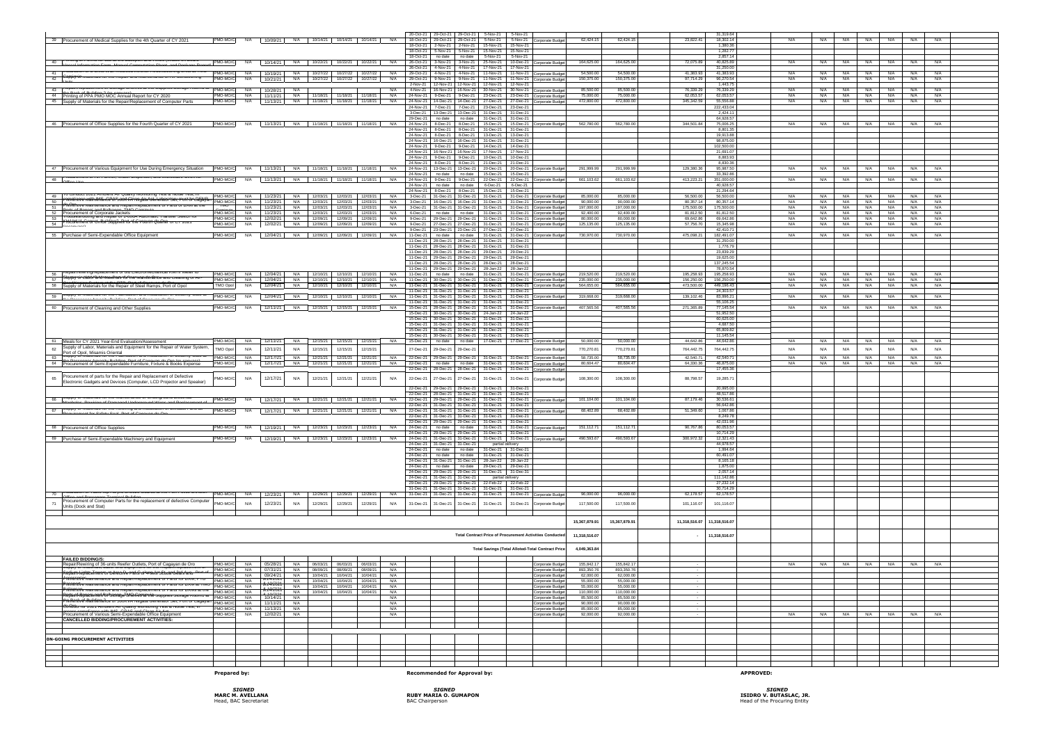| | | | | | | | | | | | | | | | | | | | | | | | | | | | |
|---|---|---|---|---|---|---|---|---|---|---|---|---|---|---|---|---|---|---|---|---|---|---|---|---|---|---|---|
| | | | | | | | | | | 20-Oct-21 | 29-Oct-21 | 29-Oct-21 | 5-Nov-21 | 5-Nov-21 | | | | | | 31,319.64 | | | | | | | |
| 39 | Procurement of Medical Supplies for the 4th Quarter of CY 2021 | PMO-MO/C | N/A | 10/09/21 | N/A | 10/14/21 | 10/14/21 | 10/14/21 | N/A | 18-Oct-21 | 29-Oct-21 | 29-Oct-21 | 5-Nov-21 | 5-Nov-21 | Corporate Budget | 62,424.15 | 62,424.15 | | 23,822.41 | 18,302.14 | N/A | N/A | N/A | N/A | N/A | N/A | N/A |
| | | | | | | | | | | 18-Oct-21 | 2-Nov-21 | 2-Nov-21 | 15-Nov-21 | 15-Nov-21 | | | | | | 1,380.36 | | | | | | | |
| | | | | | | | | | | 18-Oct-21 | 5-Nov-21 | 5-Nov-21 | 15-Nov-21 | 15-Nov-21 | | | | | | 1,282.77 | | | | | | | |
| | | | | | | | | | | 18-Oct-21 | no date | no date | 5-Nov-21 | 5-Nov-21 | | | | | | 2,857.14 | | | | | | | |
| 40 | Printing of Official Information Cards, Manual Corporation Sheet, and Discharge Receipts | PMO-MO/C | N/A | 10/14/21 | N/A | 10/22/21 | 10/22/21 | 10/22/21 | N/A | 26-Oct-21 | 3-Nov-21 | 3-Nov-21 | 25-Nov-21 | 10-Dec-21 | Corporate Budget | 164,625.00 | 164,625.00 | | 72,075.89 | 40,825.89 | N/A | N/A | N/A | N/A | N/A | N/A | N/A |
| | | | | | | | | | | 26-Oct-21 | 4-Nov-21 | 4-Nov-21 | 17-Nov-21 | 17-Nov-21 | | | | | | 31,250.00 | | | | | | | |
| 41 | Procurement of a Unit Wall Mounted Air Conditioning Unit | PMO-MO/C | N/A | 10/19/21 | N/A | 10/27/21 | 10/27/21 | 10/27/21 | N/A | 29-Oct-21 | 4-Nov-21 | 4-Nov-21 | 11-Nov-21 | 11-Nov-21 | Corporate Budget | 54,500.00 | 54,500.00 | | 41,383.93 | 41,383.93 | N/A | N/A | N/A | N/A | N/A | N/A | N/A |
| 42 | Preventive Maintenance and Repair/Replacement of Parts for Units | PMO-MO/C | N/A | 10/21/21 | N/A | 10/27/21 | 10/27/21 | 10/27/21 | N/A | 29-Oct-21 | 9-Nov-21 | 9-Nov-21 | 11-Nov-21 | 11-Nov-21 | Corporate Budget | 150,375.00 | 150,375.00 | | 97,714.29 | 96,270.54 | N/A | N/A | N/A | N/A | N/A | N/A | N/A |
| | | | | | | | | | | 2-Nov-21 | 12-Nov-21 | 12-Nov-21 | 12-Nov-21 | 12-Nov-21 | | | | | | 1,443.75 | | | | | | | |
| 43 | Repair/Replacement of Storage Shelves at the Supplies Storage Rooms at the Port of Building | PMO-MO/C | N/A | 10/28/21 | N/A | | | | N/A | 4-Nov-21 | 16-Nov-21 | 16-Nov-21 | 30-Nov-21 | 30-Nov-21 | Corporate Budget | 85,500.00 | 85,500.00 | | 76,339.29 | 76,339.29 | N/A | N/A | N/A | N/A | N/A | N/A | N/A |
| 44 | Printing of PPA PMO MOC Annual Report for CY 2020 | PMO-MO/C | N/A | 11/11/21 | N/A | 11/18/21 | 11/18/21 | 11/18/21 | N/A | 24-Nov-21 | 8-Dec-21 | 9-Dec-21 | 23-Dec-21 | 23-Dec-21 | Corporate Budget | 75,000.00 | 75,000.00 | | 62,053.57 | 62,053.57 | N/A | N/A | N/A | N/A | N/A | N/A | N/A |
| 45 | Supply of Materials for the Repair/Replacement of Computer Parts | PMO-MO/C | N/A | 11/13/21 | N/A | 11/18/21 | 11/18/21 | 11/18/21 | N/A | 24-Nov-21 | 14-Dec-21 | 14-Dec-21 | 27-Dec-21 | 27-Dec-21 | Corporate Budget | 472,800.00 | 472,800.00 | | 345,342.59 | 55,556.88 | N/A | N/A | N/A | N/A | N/A | N/A | N/A |
| | | | | | | | | | | 24-Nov-21 | 7-Dec-21 | 7-Dec-21 | 23-Dec-21 | 23-Dec-21 | | | | | | 222,433.04 | | | | | | | |
| | | | | | | | | | | 3-Dec-21 | 13-Dec-21 | 13-Dec-21 | 31-Dec-21 | 31-Dec-21 | | | | | | 2,424.11 | | | | | | | |
| | | | | | | | | | | 29-Dec-21 | no date | no date | 31-Dec-21 | 31-Dec-21 | | | | | | 64,928.57 | | | | | | | |
| 46 | Procurement of Office Supplies for the Fourth Quarter of CY 2021 | PMO-MO/C | N/A | 11/13/21 | N/A | 11/18/21 | 11/18/21 | 11/18/21 | N/A | 24-Nov-21 | 8-Dec-21 | 8-Dec-21 | 15-Dec-21 | 15-Dec-21 | Corporate Budget | 562,780.00 | 562,780.00 | | 344,501.84 | 75,008.25 | N/A | N/A | N/A | N/A | N/A | N/A | N/A |
| | | | | | | | | | | 24-Nov-21 | 8-Dec-21 | 8-Dec-21 | 31-Dec-21 | 31-Dec-21 | | | | | | 8,801.35 | | | | | | | |
| | | | | | | | | | | 24-Nov-21 | 8-Dec-21 | 8-Dec-21 | 13-Dec-21 | 13-Dec-21 | | | | | | 19,903.88 | | | | | | | |
| | | | | | | | | | | 24-Nov-21 | 16-Dec-21 | 16-Dec-21 | 31-Dec-21 | 31-Dec-21 | | | | | | 98,875.00 | | | | | | | |
| | | | | | | | | | | 24-Nov-21 | 9-Dec-21 | 9-Dec-21 | 14-Dec-21 | 14-Dec-21 | | | | | | 102,500.00 | | | | | | | |
| | | | | | | | | | | 24-Nov-21 | 16-Nov-21 | 16-Nov-21 | 17-Nov-21 | 17-Nov-21 | | | | | | 21,091.07 | | | | | | | |
| | | | | | | | | | | 24-Nov-21 | 9-Dec-21 | 9-Dec-21 | 10-Dec-21 | 10-Dec-21 | | | | | | 8,883.93 | | | | | | | |
| | | | | | | | | | | 24-Nov-21 | 8-Dec-21 | 8-Dec-21 | 21-Dec-21 | 21-Dec-21 | | | | | | 8,830.36 | | | | | | | |
| 47 | Procurement of Various Equipment for Use During Emergency Situation | PMO-MO/C | N/A | 11/13/21 | N/A | 11/18/21 | 11/18/21 | 11/18/21 | N/A | 24-Nov-21 | 13-Dec-21 | 13-Dec-21 | 20-Dec-21 | 20-Dec-21 | Corporate Budget | 291,999.99 | 291,999.99 | | 129,380.36 | 95,987.50 | N/A | N/A | N/A | N/A | N/A | N/A | N/A |
| | | | | | | | | | | 24-Nov-21 | no date | no date | 15-Dec-21 | 15-Dec-21 | | | | | | 33,392.86 | | | | | | | |
| 48 | Procurement of Water | PMO-MO/C | N/A | 11/13/21 | N/A | 11/18/21 | 11/18/21 | 11/18/21 | N/A | 24-Nov-21 | 9-Dec-21 | 9-Dec-21 | 22-Dec-21 | 22-Dec-21 | Corporate Budget | 661,103.62 | 661,103.62 | | 413,223.21 | 351,000.00 | N/A | N/A | N/A | N/A | N/A | N/A | N/A |
| | | | | | | | | | | 24-Nov-21 | no date | no date | 6-Dec-21 | 6-Dec-21 | | | | | | 40,928.57 | | | | | | | |
| | | | | | | | | | | 24-Nov-21 | 8-Dec-21 | 8-Dec-21 | 15-Dec-21 | 15-Dec-21 | | | | | | 21,294.64 | | | | | | | |
| 49 | To Conduct 2021 Ambient Air Quality Monitoring Test & Noise Test, in compliance with IMS, GRAS and Clean Air Act | PMO-MO/C | N/A | 11/23/21 | N/A | 12/03/21 | 12/03/21 | 12/03/21 | N/A | 3-Dec-21 | 31-Dec-21 | 31-Dec-21 | 31-Dec-21 | 31-Dec-21 | Corporate Budget | 85,000.00 | 85,000.00 | | 56,500.00 | 56,500.00 | N/A | N/A | N/A | N/A | N/A | N/A | N/A |
| 50 | Preventive Maintenance of 300-KVA Standby Generator Set, Port of Cagayan de Oro | PMO-MO/C | N/A | 11/23/21 | N/A | 12/03/21 | 12/03/21 | 12/03/21 | N/A | 3-Dec-21 | 16-Dec-21 | 16-Dec-21 | 31-Dec-21 | 31-Dec-21 | Corporate Budget | 90,000.00 | 90,000.00 | | 80,357.14 | 80,357.14 | N/A | N/A | N/A | N/A | N/A | N/A | N/A |
| 51 | Preventive Maintenance and Repair/Replacement of Parts of at the Port of | TMO | N/A | 11/23/21 | N/A | 12/03/21 | 12/03/21 | 12/03/21 | N/A | 3-Dec-21 | 31-Dec-21 | 31-Dec-21 | 31-Dec-21 | 31-Dec-21 | Corporate Budget | 197,000.00 | 197,000.00 | | 175,500.00 | 175,500.00 | N/A | N/A | N/A | N/A | N/A | N/A | N/A |
| 52 | Procurement of Corporate Jackets | PMO-MO/C | N/A | 11/23/21 | N/A | 12/03/21 | 12/03/21 | 12/03/21 | N/A | 6-Dec-21 | no date | no date | 31-Dec-21 | 31-Dec-21 | Corporate Budget | 92,400.00 | 92,400.00 | | 81,812.50 | 81,812.50 | N/A | N/A | N/A | N/A | N/A | N/A | N/A |
| 53 | Troubleshooting and Repair of 3-Phase Automatic Transfer Switch | PMO-MO/C | N/A | 12/02/21 | N/A | 12/09/21 | 12/09/21 | 12/09/21 | N/A | 9-Dec-21 | 29-Dec-21 | 29-Dec-21 | 31-Dec-21 | 31-Dec-21 | Corporate Budget | 80,000.00 | 80,000.00 | | 69,642.86 | 69,642.86 | N/A | N/A | N/A | N/A | N/A | N/A | N/A |
| 54 | Procurement of Janitorial Supplies for the Fourth Quarter of CY 2021 | PMO-MO/C | N/A | 12/02/21 | N/A | 12/09/21 | 12/09/21 | 12/09/21 | N/A | 9-Dec-21 | 27-Dec-21 | 27-Dec-21 | 31-Dec-21 | 31-Dec-21 | Corporate Budget | 125,135.00 | 125,135.00 | | 57,756.70 | 15,345.98 | N/A | N/A | N/A | N/A | N/A | N/A | N/A |
| | | | | | | | | | | 9-Dec-21 | 23-Dec-21 | 23-Dec-21 | 27-Dec-21 | 27-Dec-21 | | | | | | 42,410.71 | | | | | | | |
| 55 | Purchase of Semi-Expendable Office Equipment | PMO-MO/C | N/A | 12/04/21 | N/A | 12/09/21 | 12/09/21 | 12/09/21 | N/A | 11-Dec-21 | no date | no date | 31-Dec-21 | 31-Dec-21 | Corporate Budget | 730,970.00 | 730,970.00 | | 475,098.21 | 182,491.07 | N/A | N/A | N/A | N/A | N/A | N/A | N/A |
| | | | | | | | | | | 11-Dec-21 | 28-Dec-21 | 28-Dec-21 | 31-Dec-21 | 31-Dec-21 | | | | | | 31,250.00 | | | | | | | |
| | | | | | | | | | | 11-Dec-21 | 28-Dec-21 | 28-Dec-21 | 31-Dec-21 | 31-Dec-21 | | | | | | 1,776.79 | | | | | | | |
| | | | | | | | | | | 11-Dec-21 | 28-Dec-21 | 28-Dec-21 | 29-Dec-21 | 29-Dec-21 | | | | | | 23,839.29 | | | | | | | |
| | | | | | | | | | | 11-Dec-21 | 29-Dec-21 | 29-Dec-21 | 29-Dec-21 | 29-Dec-21 | | | | | | 19,625.00 | | | | | | | |
| | | | | | | | | | | 11-Dec-21 | 28-Dec-21 | 28-Dec-21 | 28-Dec-21 | 28-Dec-21 | | | | | | 137,245.54 | | | | | | | |
| | | | | | | | | | | 11-Dec-21 | 29-Dec-21 | 29-Dec-21 | 28-Jan-22 | 28-Jan-22 | | | | | | 78,870.54 | | | | | | | |
| 56 | Repair/Rewinding/Replacement of Old Electromechanical RWTF Water | PMO-MO/C | N/A | 12/04/21 | N/A | 12/10/21 | 12/10/21 | 12/10/21 | N/A | 11-Dec-21 | no date | no date | 31-Dec-21 | 31-Dec-21 | Corporate Budget | 219,520.00 | 219,520.00 | | 195,258.93 | 195,258.93 | N/A | N/A | N/A | N/A | N/A | N/A | N/A |
| 57 | Supply of Labor and Materials for the Maintenance and Cleaning of Air | PMO-MO/C | N/A | 12/04/21 | N/A | 12/10/21 | 12/10/21 | 12/10/21 | N/A | 11-Dec-21 | 30-Dec-21 | 30-Dec-21 | 31-Dec-21 | 31-Dec-21 | Corporate Budget | 235,000.00 | 235,000.00 | | 156,250.00 | 156,250.00 | N/A | N/A | N/A | N/A | N/A | N/A | N/A |
| 58 | Supply of Materials for the Repair of Steel Ramps, Port of Opol | TMO Opol | N/A | 12/04/21 | N/A | 12/10/21 | 12/10/21 | 12/10/21 | N/A | 11-Dec-21 | 31-Dec-21 | 31-Dec-21 | 31-Dec-21 | 31-Dec-21 | Corporate Budget | 564,655.00 | 564,655.00 | | 473,500.00 | 449,196.43 | N/A | N/A | N/A | N/A | N/A | N/A | N/A |
| | | | | | | | | | | 11-Dec-21 | 31-Dec-21 | 31-Dec-21 | 31-Dec-21 | 31-Dec-21 | | | | | | 24,303.57 | | | | | | | |
| 59 | Supply of Materials for the Installation of Security | PMO-MO/C | N/A | 12/04/21 | N/A | 12/10/21 | 12/10/21 | 12/10/21 | N/A | 11-Dec-21 | 31-Dec-21 | 31-Dec-21 | 31-Dec-21 | 31-Dec-21 | Corporate Budget | 319,668.00 | 319,668.00 | | 139,102.46 | 83,996.21 | N/A | N/A | N/A | N/A | N/A | N/A | N/A |
| | | | | | | | | | | 11-Dec-21 | 31-Dec-21 | 31-Dec-21 | 31-Dec-21 | 31-Dec-21 | | | | | | 55,106.25 | | | | | | | |
| 60 | Procurement of Cleaning and Other Supplies | PMO-MO/C | N/A | 12/11/21 | N/A | 12/15/21 | 12/15/21 | 12/15/21 | N/A | 15-Dec-21 | 28-Dec-21 | 28-Dec-21 | 31-Dec-21 | 31-Dec-21 | Corporate Budget | 407,565.56 | 407,565.56 | | 271,365.89 | 77,145.54 | N/A | N/A | N/A | N/A | N/A | N/A | N/A |
| | | | | | | | | | | 15-Dec-21 | 30-Dec-21 | 30-Dec-21 | 24-Jan-22 | 24-Jan-22 | | | | | | 51,952.50 | | | | | | | |
| | | | | | | | | | | 15-Dec-21 | 30-Dec-21 | 30-Dec-21 | 31-Dec-21 | 31-Dec-21 | | | | | | 60,625.00 | | | | | | | |
| | | | | | | | | | | 15-Dec-21 | 31-Dec-21 | 31-Dec-21 | 31-Dec-21 | 31-Dec-21 | | | | | | 4,687.50 | | | | | | | |
| | | | | | | | | | | 15-Dec-21 | 31-Dec-21 | 31-Dec-21 | 31-Dec-21 | 31-Dec-21 | | | | | | 65,809.82 | | | | | | | |
| | | | | | | | | | | 15-Dec-21 | 30-Dec-21 | 30-Dec-21 | 31-Dec-21 | 31-Dec-21 | | | | | | 11,145.54 | | | | | | | |
| 61 | Meals for CY 2021 Year-End Evaluation/Assessment | PMO-MO/C | N/A | 12/11/21 | N/A | 12/15/21 | 12/15/21 | 12/15/21 | N/A | 15-Dec-21 | no date | no date | 17-Dec-21 | 17-Dec-21 | Corporate Budget | 50,000.00 | 50,000.00 | | 44,642.86 | 44,642.86 | N/A | N/A | N/A | N/A | N/A | N/A | N/A |
| 62 | Supply of Labor, Materials and Equipment for the Repair of Water System, Port of Opol, Misamis Oriental | TMO Opol | N/A | 12/11/21 | N/A | 12/15/21 | 12/15/21 | 12/15/21 | | 27-Dec-21 | 29-Dec-21 | 29-Dec-21 | | | Corporate Budget | 770,270.81 | 770,270.81 | | 764,442.75 | 764,442.75 | N/A | N/A | N/A | N/A | N/A | N/A | N/A |
| 63 | Supply of Materials for the Installation of Security for Passenger Terminal Building, Port of Cagayan de Oro | PMO-MO/C | N/A | 12/17/21 | N/A | 12/21/21 | 12/21/21 | 12/21/21 | N/A | 22-Dec-21 | 29-Dec-21 | 29-Dec-21 | 31-Dec-21 | 31-Dec-21 | Corporate Budget | 58,735.00 | 58,735.00 | | 42,540.71 | 42,540.71 | N/A | N/A | N/A | N/A | N/A | N/A | N/A |
| 64 | Procurement of Semi-Expendable Furniture, Fixture & Books Expense | PMO-MO/C | N/A | 12/17/21 | N/A | 12/21/21 | 12/21/21 | 12/21/21 | N/A | 22-Dec-21 | no date | no date | 31-Dec-21 | 31-Dec-21 | Corporate Budget | 80,604.47 | 80,604.47 | | 64,330.36 | 46,875.00 | N/A | N/A | N/A | N/A | N/A | N/A | N/A |
| | | | | | | | | | | 22-Dec-21 | 28-Dec-21 | 28-Dec-21 | 31-Dec-21 | 31-Dec-21 | | | | | | 17,455.36 | | | | | | | |
| 65 | Procurement of parts for the Repair and Replacement of Defective Electronic Gadgets and Devices (Computer, LCD Projector and Speaker) | PMO-MO/C | N/A | 12/17/21 | N/A | 12/21/21 | 12/21/21 | 12/21/21 | N/A | 22-Dec-21 | 27-Dec-21 | 27-Dec-21 | 31-Dec-21 | 31-Dec-21 | Corporate Budget | 108,300.00 | 108,300.00 | | 88,758.57 | 19,285.71 | N/A | N/A | N/A | N/A | N/A | N/A | N/A |
| | | | | | | | | | | 22-Dec-21 | 29-Dec-21 | 29-Dec-21 | 31-Dec-21 | 31-Dec-21 | | | | | | 20,995.00 | | | | | | | |
| | | | | | | | | | | 22-Dec-21 | 28-Dec-21 | 31-Dec-21 | 31-Dec-21 | 31-Dec-21 | | | | | | 48,517.86 | | | | | | | |
| 66 | Supply of Materials for the Manholes, Provision of Damaged Underground Wires and Replacement of | PMO-MO/C | N/A | 12/17/21 | N/A | 12/21/21 | 12/21/21 | 12/21/21 | N/A | 22-Dec-21 | 29-Dec-21 | 29-Dec-21 | 31-Dec-21 | 31-Dec-21 | Corporate Budget | 101,104.00 | 101,104.00 | | 87,179.46 | 30,536.61 | N/A | N/A | N/A | N/A | N/A | N/A | N/A |
| | | | | | | | | | | 22-Dec-21 | 31-Dec-21 | 31-Dec-21 | 31-Dec-21 | 31-Dec-21 | | | | | | 56,642.86 | | | | | | | |
| 67 | Supply of Materials for Safety Seal, Port of Cagayan de Oro | PMO-MO/C | N/A | 12/17/21 | N/A | 12/21/21 | 12/21/21 | 12/21/21 | N/A | 22-Dec-21 | 31-Dec-21 | 31-Dec-21 | 31-Dec-21 | 31-Dec-21 | Corporate Budget | 68,402.89 | 68,402.89 | | 51,349.60 | 1,067.86 | N/A | N/A | N/A | N/A | N/A | N/A | N/A |
| | | | | | | | | | | 22-Dec-21 | 31-Dec-21 | 31-Dec-21 | 31-Dec-21 | 31-Dec-21 | | | | | | 8,249.78 | | | | | | | |
| | | | | | | | | | | 22-Dec-21 | 29-Dec-21 | 29-Dec-21 | 31-Dec-21 | 31-Dec-21 | | | | | | 42,031.96 | | | | | | | |
| 68 | Procurement of Office Supplies | PMO-MO/C | N/A | 12/19/21 | N/A | 12/23/21 | 12/23/21 | 12/23/21 | N/A | 24-Dec-21 | no date | no date | 31-Dec-21 | 31-Dec-21 | Corporate Budget | 151,112.71 | 151,112.71 | | 90,767.86 | 80,053.57 | N/A | N/A | N/A | N/A | N/A | N/A | N/A |
| | | | | | | | | | | 24-Dec-21 | 29-Dec-21 | 29-Dec-21 | 31-Dec-21 | 31-Dec-21 | | | | | | 10,714.29 | | | | | | | |
| 69 | Purchase of Semi-Expendable Machinery and Equipment | PMO-MO/C | N/A | 12/19/21 | N/A | 12/23/21 | 12/23/21 | 12/23/21 | N/A | 24-Dec-21 | 31-Dec-21 | 31-Dec-21 | 31-Dec-21 | 31-Dec-21 | Corporate Budget | 490,593.67 | 490,593.67 | | 300,972.32 | 12,321.43 | N/A | N/A | N/A | N/A | N/A | N/A | N/A |
| | | | | | | | | | | 24-Dec-21 | 31-Dec-21 | 31-Dec-21 | partial delivery | | | | | | | 44,678.57 | | | | | | | |
| | | | | | | | | | | 24-Dec-21 | no date | no date | 31-Dec-21 | 31-Dec-21 | | | | | | 1,994.64 | | | | | | | |
| | | | | | | | | | | 24-Dec-21 | no date | no date | 31-Dec-21 | 31-Dec-21 | | | | | | 60,491.07 | | | | | | | |
| | | | | | | | | | | 24-Dec-21 | 31-Dec-21 | 31-Dec-21 | 28-Jan-22 | 28-Jan-22 | | | | | | 8,165.18 | | | | | | | |
| | | | | | | | | | | 24-Dec-21 | no date | no date | 29-Dec-21 | 29-Dec-21 | | | | | | 1,875.00 | | | | | | | |
| | | | | | | | | | | 24-Dec-21 | 29-Dec-21 | 29-Dec-21 | 31-Dec-21 | 31-Dec-21 | | | | | | 2,057.14 | | | | | | | |
| | | | | | | | | | | 24-Dec-21 | 31-Dec-21 | 31-Dec-21 | partial delivery | | | | | | | 111,142.86 | | | | | | | |
| | | | | | | | | | | 29-Dec-21 | 29-Dec-21 | 29-Dec-21 | 22-Feb-22 | 22-Feb-22 | | | | | | 27,232.14 | | | | | | | |
| | | | | | | | | | | 31-Dec-21 | 31-Dec-21 | 31-Dec-21 | 31-Dec-21 | 31-Dec-21 | | | | | | 30,714.29 | | | | | | | |
| 70 | Supply of for Office and Passenger Terminal Building | PMO-MO/C | N/A | 12/23/21 | N/A | 12/29/21 | 12/29/21 | 12/29/21 | N/A | 31-Dec-21 | 31-Dec-21 | 31-Dec-21 | 31-Dec-21 | 31-Dec-21 | Corporate Budget | 96,000.00 | 96,000.00 | | 62,178.57 | 62,178.57 | N/A | N/A | N/A | N/A | N/A | N/A | N/A |
| 71 | Procurement of Computer Parts for the replacement of defective Computer Units (Dock and Stat) | PMO-MO/C | N/A | 12/23/21 | N/A | 12/29/21 | 12/29/21 | 12/29/21 | N/A | 31-Dec-21 | 31-Dec-21 | 31-Dec-21 | 31-Dec-21 | 31-Dec-21 | Corporate Budget | 117,500.00 | 117,500.00 | | 101,116.07 | 101,116.07 | | | | | | | |
| | | | | | | | | | | | | | | | | 15,367,879.91 | 15,367,879.91 | | 11,318,516.07 | 11,318,516.07 | | | | | | | |
| | Total Contract Price of Procurement Activities Conducted | | | | | | | | | | | | | | | 11,318,516.07 | | | - | 11,318,516.07 | | | | | | | |
| | Total Savings (Total Alloted-Total Contract Price) | | | | | | | | | | | | | | | 4,049,363.84 | | | | | | | | | | | |
| | **FAILED BIDDINGS:** | | | | | | | | | | | | | | | | | | | | | | | | | | |
| | Repair/Rewiring of 38-units Reefer Outlets, Port of Cagayan de Oro | PMO-MO/C | N/A | 05/28/21 | N/A | 06/03/21 | 06/03/21 | 06/03/21 | N/A | | | | | | Corporate Budget | 155,842.17 | 155,842.17 | | - | | N/A | N/A | N/A | N/A | N/A | N/A | N/A |
| | Supply of | PMO-MO/C | N/A | 07/31/21 | N/A | 08/09/21 | 08/09/21 | 08/09/21 | N/A | | | | | | Corporate Budget | 893,350.76 | 893,350.76 | | - | | | | | | | | |
| | Repair/Replacement of | PMO-MO/C | N/A | 09/24/21 | N/A | 10/04/21 | 10/04/21 | 10/04/21 | N/A | | | | | | Corporate Budget | 62,000.00 | 62,000.00 | | - | | | | | | | | |
| | Preventive Maintenance and Repair/Replacement of Parts for | PMO-MO/C | N/A | 9/24/2021 | N/A | 10/04/21 | 10/04/21 | 10/04/21 | N/A | | | | | | Corporate Budget | 55,000.00 | 55,000.00 | | - | | | | | | | | |
| | Preventive Maintenance and Repair/Replacement of Parts for | TMO | N/A | 9/24/2021 | N/A | 10/04/21 | 10/04/21 | 10/04/21 | N/A | | | | | | Corporate Budget | 55,000.00 | 55,000.00 | | - | | | | | | | | |
| | Preventive Maintenance and Repair/Replacement of Parts for | PMO-MO/C | N/A | 9/24/2021 | N/A | 10/04/21 | 10/04/21 | 10/04/21 | N/A | | | | | | Corporate Budget | 110,000.00 | 110,000.00 | | - | | | | | | | | |
| | Repair/Replacement of Storage Shelves at the Supplies Storage Rooms at | PMO-MO/C | N/A | 10/14/21 | N/A | | | | | | | | | | Corporate Budget | 85,500.00 | 85,500.00 | | - | | | | | | | | |
| | Preventive Maintenance of 300-KVA Standby Generator Set, Port of Cagayan | PMO-MO/C | N/A | 11/11/21 | N/A | | | | | | | | | | Corporate Budget | 90,000.00 | 90,000.00 | | - | | | | | | | | |
| | To Conduct 2021 Ambient Air Quality Monitoring Test & Noise Test, in compliance with IMS, GRAS and Clean Air Act | PMO-MO/C | N/A | 11/13/21 | N/A | | | | | | | | | | Corporate Budget | 85,000.00 | 85,000.00 | | - | | | | | | | | |
| | Procurement of Various Semi-Expendable Office Equipment | PMO-MO/C | N/A | 12/02/21 | N/A | | | | N/A | | | | | | Corporate Budget | 92,000.00 | 92,000.00 | | - | | N/A | N/A | N/A | N/A | N/A | N/A | N/A |
| | **CANCELLED BIDDING/PROCUREMENT ACTIVITIES:** | | | | | | | | | | | | | | | | | | | | | | | | | | |
| | **ON-GOING PROCUREMENT ACTIVITIES** | | | | | | | | | | | | | | | | | | | | | | | | | | |

**Prepared by:**

*SIGNED*
**MARC M. AVELLANA**
Head, BAC Secretariat

**Recommended for Approval by:**

*SIGNED*
**RUBY MARIA O. GUMAPON**
BAC Chairperson

**APPROVED:**

*SIGNED*
**ISIDRO V. BUTASLAC, JR.**
Head of the Procuring Entity